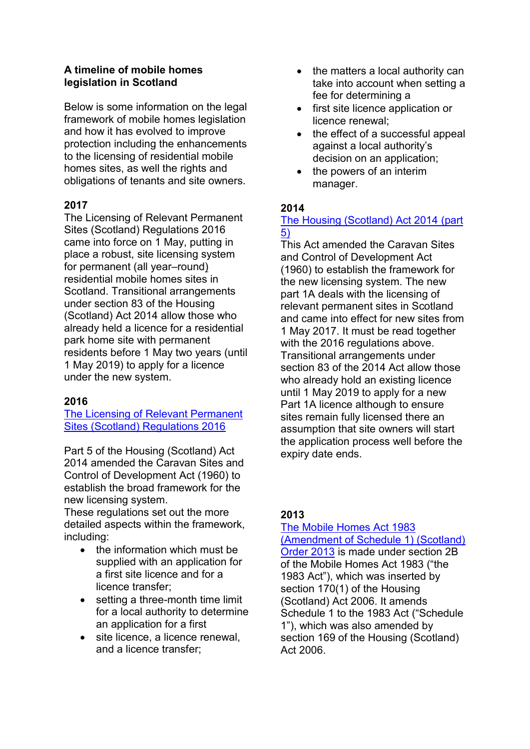# A timeline of mobile homes legislation in Scotland

Below is some information on the legal framework of mobile homes legislation and how it has evolved to improve protection including the enhancements to the licensing of residential mobile homes sites, as well the rights and obligations of tenants and site owners.

## 2017

The Licensing of Relevant Permanent Sites (Scotland) Regulations 2016 came into force on 1 May, putting in place a robust, site licensing system for permanent (all year–round) residential mobile homes sites in Scotland. Transitional arrangements under section 83 of the Housing (Scotland) Act 2014 allow those who already held a licence for a residential park home site with permanent residents before 1 May two years (until 1 May 2019) to apply for a licence under the new system.

## 2016

The Licensing of Relevant Permanent Sites (Scotland) Regulations 2016

Part 5 of the Housing (Scotland) Act 2014 amended the Caravan Sites and Control of Development Act (1960) to establish the broad framework for the new licensing system.
These regulations set out the more detailed aspects within the framework, including:

- the information which must be supplied with an application for a first site licence and for a licence transfer;
- setting a three-month time limit for a local authority to determine an application for a first
- site licence, a licence renewal, and a licence transfer;
- the matters a local authority can take into account when setting a fee for determining a
- first site licence application or licence renewal;
- the effect of a successful appeal against a local authority's decision on an application;
- the powers of an interim manager.

## 2014

The Housing (Scotland) Act 2014 (part 5)

This Act amended the Caravan Sites and Control of Development Act (1960) to establish the framework for the new licensing system. The new part 1A deals with the licensing of relevant permanent sites in Scotland and came into effect for new sites from 1 May 2017. It must be read together with the 2016 regulations above. Transitional arrangements under section 83 of the 2014 Act allow those who already hold an existing licence until 1 May 2019 to apply for a new Part 1A licence although to ensure sites remain fully licensed there an assumption that site owners will start the application process well before the expiry date ends.

## 2013

The Mobile Homes Act 1983 (Amendment of Schedule 1) (Scotland) Order 2013 is made under section 2B of the Mobile Homes Act 1983 ("the 1983 Act"), which was inserted by section 170(1) of the Housing (Scotland) Act 2006. It amends Schedule 1 to the 1983 Act ("Schedule 1"), which was also amended by section 169 of the Housing (Scotland) Act 2006.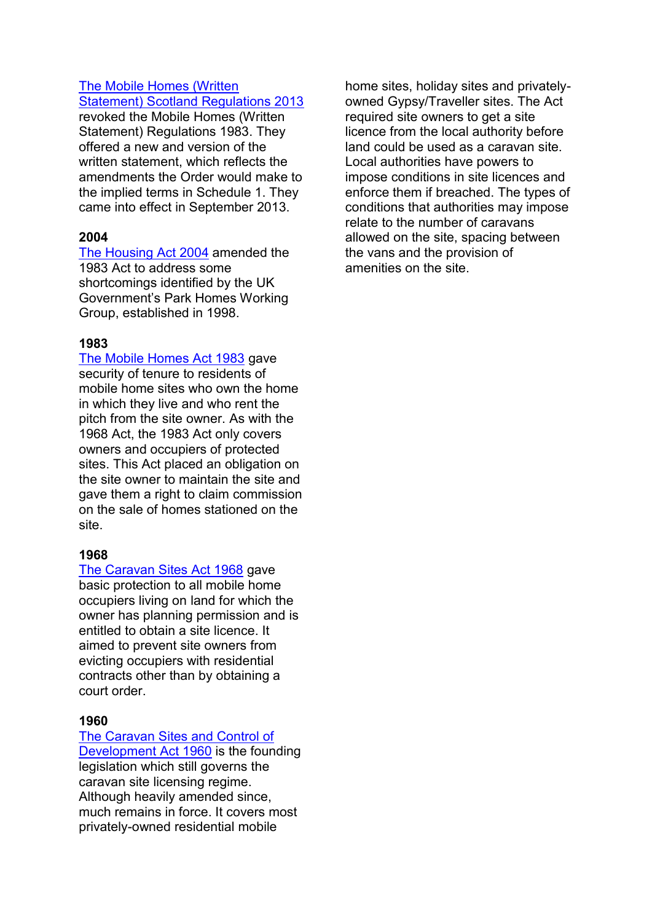[The Mobile Homes (Written Statement) Scotland Regulations 2013] revoked the Mobile Homes (Written Statement) Regulations 1983. They offered a new and version of the written statement, which reflects the amendments the Order would make to the implied terms in Schedule 1. They came into effect in September 2013.

**2004**

[The Housing Act 2004] amended the 1983 Act to address some shortcomings identified by the UK Government's Park Homes Working Group, established in 1998.

**1983**

[The Mobile Homes Act 1983] gave security of tenure to residents of mobile home sites who own the home in which they live and who rent the pitch from the site owner. As with the 1968 Act, the 1983 Act only covers owners and occupiers of protected sites. This Act placed an obligation on the site owner to maintain the site and gave them a right to claim commission on the sale of homes stationed on the site.

**1968**

[The Caravan Sites Act 1968] gave basic protection to all mobile home occupiers living on land for which the owner has planning permission and is entitled to obtain a site licence. It aimed to prevent site owners from evicting occupiers with residential contracts other than by obtaining a court order.

**1960**

[The Caravan Sites and Control of Development Act 1960] is the founding legislation which still governs the caravan site licensing regime. Although heavily amended since, much remains in force. It covers most privately-owned residential mobile home sites, holiday sites and privately-owned Gypsy/Traveller sites. The Act required site owners to get a site licence from the local authority before land could be used as a caravan site. Local authorities have powers to impose conditions in site licences and enforce them if breached. The types of conditions that authorities may impose relate to the number of caravans allowed on the site, spacing between the vans and the provision of amenities on the site.